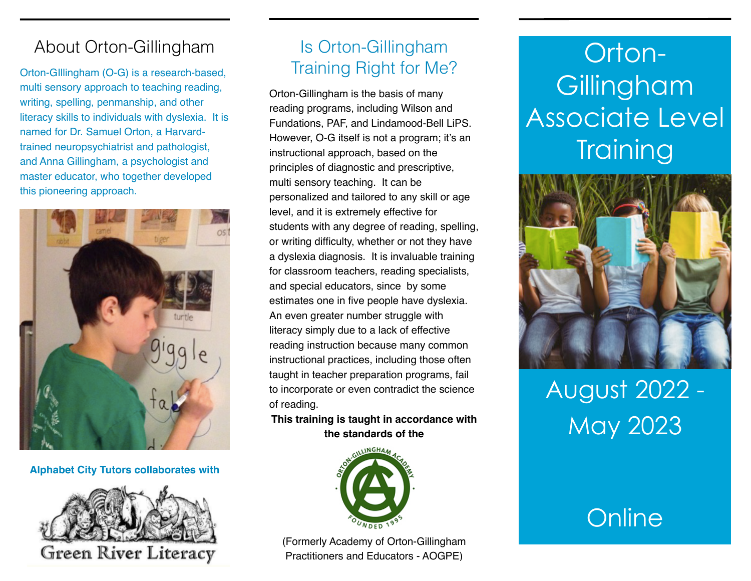## About Orton-Gillingham

Orton-GIllingham (O-G) is a research-based, multi sensory approach to teaching reading, writing, spelling, penmanship, and other literacy skills to individuals with dyslexia. It is named for Dr. Samuel Orton, a Harvard-trained neuropsychiatrist and pathologist, and Anna Gillingham, a psychologist and master educator, who together developed this pioneering approach.

**Alphabet City Tutors collaborates with**

Green River Literacy

## Is Orton-Gillingham Training Right for Me?

Orton-Gillingham is the basis of many reading programs, including Wilson and Fundations, PAF, and Lindamood-Bell LiPS. However, O-G itself is not a program; it's an instructional approach, based on the principles of diagnostic and prescriptive, multi sensory teaching. It can be personalized and tailored to any skill or age level, and it is extremely effective for students with any degree of reading, spelling, or writing difficulty, whether or not they have a dyslexia diagnosis. It is invaluable training for classroom teachers, reading specialists, and special educators, since by some estimates one in five people have dyslexia. An even greater number struggle with literacy simply due to a lack of effective reading instruction because many common instructional practices, including those often taught in teacher preparation programs, fail to incorporate or even contradict the science of reading.

**This training is taught in accordance with the standards of the**

Orton-Gillingham Academy — Founded 1995

(Formerly Academy of Orton-Gillingham Practitioners and Educators - AOGPE)

# Orton-Gillingham Associate Level Training

August 2022 - May 2023

Online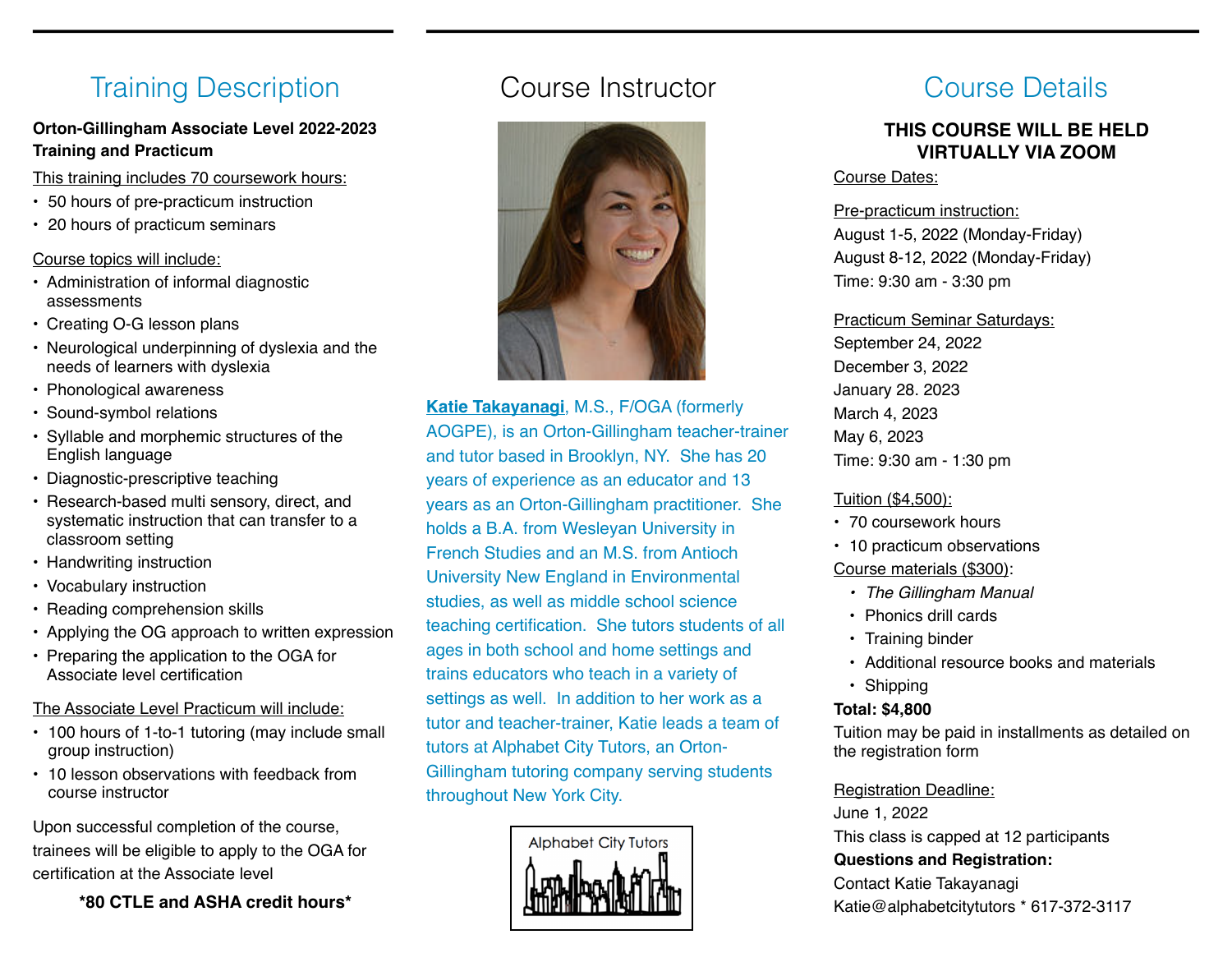## Training Description

**Orton-Gillingham Associate Level 2022-2023 Training and Practicum**

This training includes 70 coursework hours:

- 50 hours of pre-practicum instruction
- 20 hours of practicum seminars

Course topics will include:

- Administration of informal diagnostic assessments
- Creating O-G lesson plans
- Neurological underpinning of dyslexia and the needs of learners with dyslexia
- Phonological awareness
- Sound-symbol relations
- Syllable and morphemic structures of the English language
- Diagnostic-prescriptive teaching
- Research-based multi sensory, direct, and systematic instruction that can transfer to a classroom setting
- Handwriting instruction
- Vocabulary instruction
- Reading comprehension skills
- Applying the OG approach to written expression
- Preparing the application to the OGA for Associate level certification

The Associate Level Practicum will include:

- 100 hours of 1-to-1 tutoring (may include small group instruction)
- 10 lesson observations with feedback from course instructor

Upon successful completion of the course, trainees will be eligible to apply to the OGA for certification at the Associate level

**\*80 CTLE and ASHA credit hours\***

## Course Instructor

**Katie Takayanagi**, M.S., F/OGA (formerly AOGPE), is an Orton-Gillingham teacher-trainer and tutor based in Brooklyn, NY. She has 20 years of experience as an educator and 13 years as an Orton-Gillingham practitioner. She holds a B.A. from Wesleyan University in French Studies and an M.S. from Antioch University New England in Environmental studies, as well as middle school science teaching certification. She tutors students of all ages in both school and home settings and trains educators who teach in a variety of settings as well. In addition to her work as a tutor and teacher-trainer, Katie leads a team of tutors at Alphabet City Tutors, an Orton-Gillingham tutoring company serving students throughout New York City.

Alphabet City Tutors

## Course Details

**THIS COURSE WILL BE HELD VIRTUALLY VIA ZOOM**

Course Dates:

Pre-practicum instruction:
August 1-5, 2022 (Monday-Friday)
August 8-12, 2022 (Monday-Friday)
Time: 9:30 am - 3:30 pm

Practicum Seminar Saturdays:
September 24, 2022
December 3, 2022
January 28. 2023
March 4, 2023
May 6, 2023
Time: 9:30 am - 1:30 pm

Tuition ($4,500):

- 70 coursework hours
- 10 practicum observations

Course materials ($300):

- *The Gillingham Manual*
- Phonics drill cards
- Training binder
- Additional resource books and materials
- Shipping

**Total: $4,800**

Tuition may be paid in installments as detailed on the registration form

Registration Deadline:
June 1, 2022
This class is capped at 12 participants

**Questions and Registration:**
Contact Katie Takayanagi
Katie@alphabetcitytutors * 617-372-3117